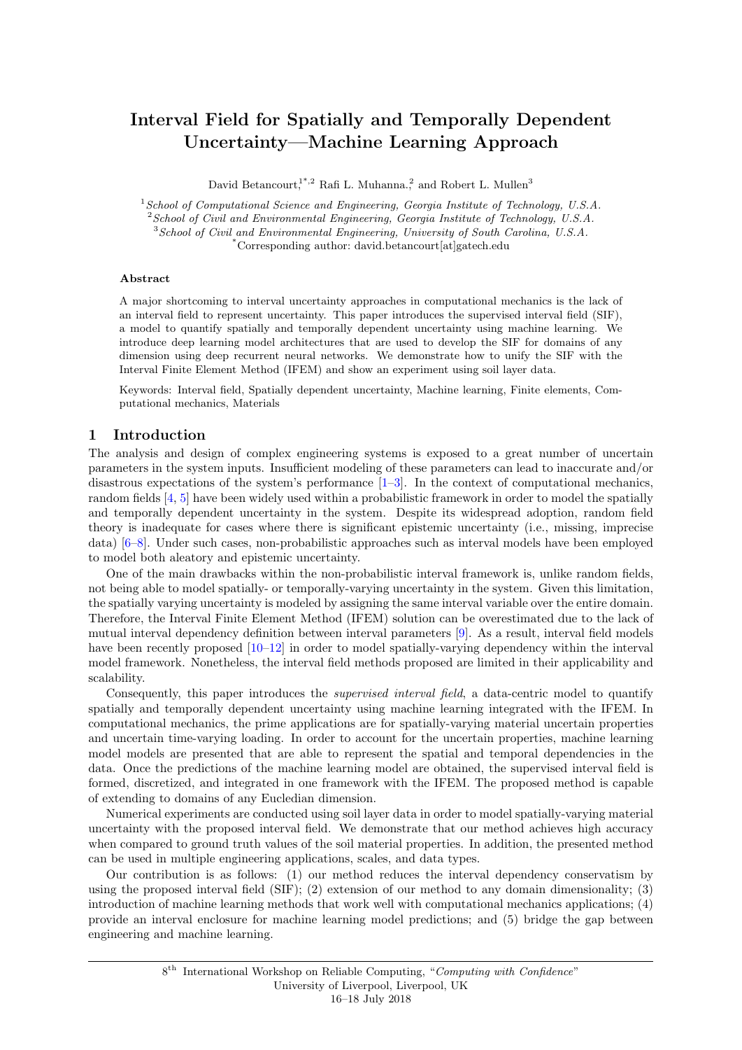# Interval Field for Spatially and Temporally Dependent Uncertainty—Machine Learning Approach

David Betancourt[1*,2] Rafi L. Muhanna.[2] and Robert L. Mullen[3]

[1] *School of Computational Science and Engineering, Georgia Institute of Technology, U.S.A.*
[2] *School of Civil and Environmental Engineering, Georgia Institute of Technology, U.S.A.*
[3] *School of Civil and Environmental Engineering, University of South Carolina, U.S.A.*
[*] Corresponding author: david.betancourt[at]gatech.edu

### Abstract

A major shortcoming to interval uncertainty approaches in computational mechanics is the lack of an interval field to represent uncertainty. This paper introduces the supervised interval field (SIF), a model to quantify spatially and temporally dependent uncertainty using machine learning. We introduce deep learning model architectures that are used to develop the SIF for domains of any dimension using deep recurrent neural networks. We demonstrate how to unify the SIF with the Interval Finite Element Method (IFEM) and show an experiment using soil layer data.

Keywords: Interval field, Spatially dependent uncertainty, Machine learning, Finite elements, Computational mechanics, Materials

## 1 Introduction

The analysis and design of complex engineering systems is exposed to a great number of uncertain parameters in the system inputs. Insufficient modeling of these parameters can lead to inaccurate and/or disastrous expectations of the system's performance [1–3]. In the context of computational mechanics, random fields [4, 5] have been widely used within a probabilistic framework in order to model the spatially and temporally dependent uncertainty in the system. Despite its widespread adoption, random field theory is inadequate for cases where there is significant epistemic uncertainty (i.e., missing, imprecise data) [6–8]. Under such cases, non-probabilistic approaches such as interval models have been employed to model both aleatory and epistemic uncertainty.

One of the main drawbacks within the non-probabilistic interval framework is, unlike random fields, not being able to model spatially- or temporally-varying uncertainty in the system. Given this limitation, the spatially varying uncertainty is modeled by assigning the same interval variable over the entire domain. Therefore, the Interval Finite Element Method (IFEM) solution can be overestimated due to the lack of mutual interval dependency definition between interval parameters [9]. As a result, interval field models have been recently proposed [10–12] in order to model spatially-varying dependency within the interval model framework. Nonetheless, the interval field methods proposed are limited in their applicability and scalability.

Consequently, this paper introduces the *supervised interval field*, a data-centric model to quantify spatially and temporally dependent uncertainty using machine learning integrated with the IFEM. In computational mechanics, the prime applications are for spatially-varying material uncertain properties and uncertain time-varying loading. In order to account for the uncertain properties, machine learning model models are presented that are able to represent the spatial and temporal dependencies in the data. Once the predictions of the machine learning model are obtained, the supervised interval field is formed, discretized, and integrated in one framework with the IFEM. The proposed method is capable of extending to domains of any Eucledian dimension.

Numerical experiments are conducted using soil layer data in order to model spatially-varying material uncertainty with the proposed interval field. We demonstrate that our method achieves high accuracy when compared to ground truth values of the soil material properties. In addition, the presented method can be used in multiple engineering applications, scales, and data types.

Our contribution is as follows: (1) our method reduces the interval dependency conservatism by using the proposed interval field (SIF); (2) extension of our method to any domain dimensionality; (3) introduction of machine learning methods that work well with computational mechanics applications; (4) provide an interval enclosure for machine learning model predictions; and (5) bridge the gap between engineering and machine learning.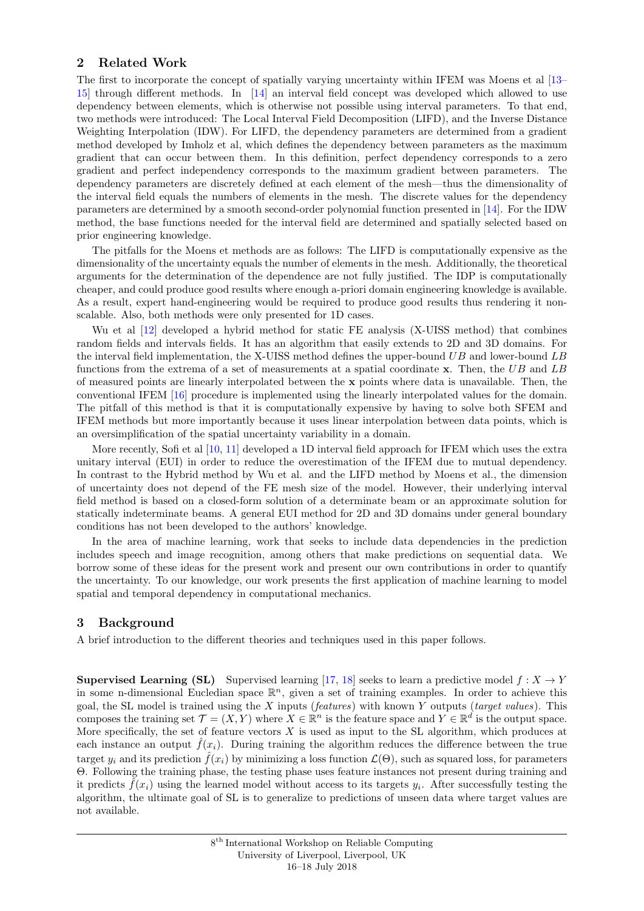## 2 Related Work

The first to incorporate the concept of spatially varying uncertainty within IFEM was Moens et al [13–15] through different methods. In [14] an interval field concept was developed which allowed to use dependency between elements, which is otherwise not possible using interval parameters. To that end, two methods were introduced: The Local Interval Field Decomposition (LIFD), and the Inverse Distance Weighting Interpolation (IDW). For LIFD, the dependency parameters are determined from a gradient method developed by Imholz et al, which defines the dependency between parameters as the maximum gradient that can occur between them. In this definition, perfect dependency corresponds to a zero gradient and perfect independency corresponds to the maximum gradient between parameters. The dependency parameters are discretely defined at each element of the mesh—thus the dimensionality of the interval field equals the numbers of elements in the mesh. The discrete values for the dependency parameters are determined by a smooth second-order polynomial function presented in [14]. For the IDW method, the base functions needed for the interval field are determined and spatially selected based on prior engineering knowledge.

The pitfalls for the Moens et methods are as follows: The LIFD is computationally expensive as the dimensionality of the uncertainty equals the number of elements in the mesh. Additionally, the theoretical arguments for the determination of the dependence are not fully justified. The IDP is computationally cheaper, and could produce good results where enough a-priori domain engineering knowledge is available. As a result, expert hand-engineering would be required to produce good results thus rendering it non-scalable. Also, both methods were only presented for 1D cases.

Wu et al [12] developed a hybrid method for static FE analysis (X-UISS method) that combines random fields and intervals fields. It has an algorithm that easily extends to 2D and 3D domains. For the interval field implementation, the X-UISS method defines the upper-bound $UB$ and lower-bound $LB$ functions from the extrema of a set of measurements at a spatial coordinate $\mathbf{x}$. Then, the $UB$ and $LB$ of measured points are linearly interpolated between the $\mathbf{x}$ points where data is unavailable. Then, the conventional IFEM [16] procedure is implemented using the linearly interpolated values for the domain. The pitfall of this method is that it is computationally expensive by having to solve both SFEM and IFEM methods but more importantly because it uses linear interpolation between data points, which is an oversimplification of the spatial uncertainty variability in a domain.

More recently, Sofi et al [10, 11] developed a 1D interval field approach for IFEM which uses the extra unitary interval (EUI) in order to reduce the overestimation of the IFEM due to mutual dependency. In contrast to the Hybrid method by Wu et al. and the LIFD method by Moens et al., the dimension of uncertainty does not depend of the FE mesh size of the model. However, their underlying interval field method is based on a closed-form solution of a determinate beam or an approximate solution for statically indeterminate beams. A general EUI method for 2D and 3D domains under general boundary conditions has not been developed to the authors' knowledge.

In the area of machine learning, work that seeks to include data dependencies in the prediction includes speech and image recognition, among others that make predictions on sequential data. We borrow some of these ideas for the present work and present our own contributions in order to quantify the uncertainty. To our knowledge, our work presents the first application of machine learning to model spatial and temporal dependency in computational mechanics.

## 3 Background

A brief introduction to the different theories and techniques used in this paper follows.

**Supervised Learning (SL)** Supervised learning [17, 18] seeks to learn a predictive model $f : X \to Y$ in some n-dimensional Eucledian space $\mathbb{R}^n$, given a set of training examples. In order to achieve this goal, the SL model is trained using the $X$ inputs (*features*) with known $Y$ outputs (*target values*). This composes the training set $\mathcal{T} = (X, Y)$ where $X \in \mathbb{R}^n$ is the feature space and $Y \in \mathbb{R}^d$ is the output space. More specifically, the set of feature vectors $X$ is used as input to the SL algorithm, which produces at each instance an output $\hat{f}(x_i)$. During training the algorithm reduces the difference between the true target $y_i$ and its prediction $\hat{f}(x_i)$ by minimizing a loss function $\mathcal{L}(\Theta)$, such as squared loss, for parameters $\Theta$. Following the training phase, the testing phase uses feature instances not present during training and it predicts $\hat{f}(x_i)$ using the learned model without access to its targets $y_i$. After successfully testing the algorithm, the ultimate goal of SL is to generalize to predictions of unseen data where target values are not available.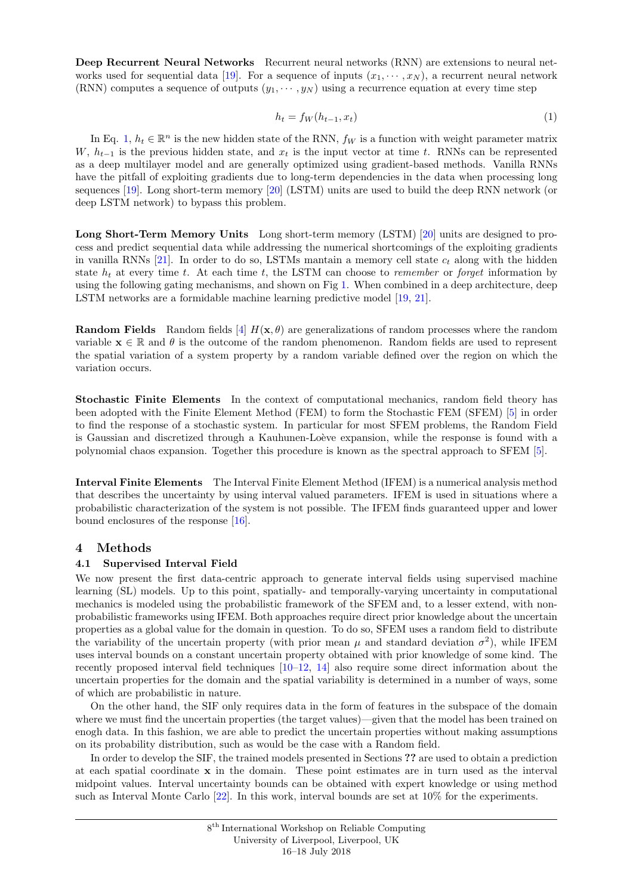**Deep Recurrent Neural Networks** Recurrent neural networks (RNN) are extensions to neural networks used for sequential data [19]. For a sequence of inputs $(x_1, \cdots, x_N)$, a recurrent neural network (RNN) computes a sequence of outputs $(y_1, \cdots, y_N)$ using a recurrence equation at every time step

$$h_t = f_W(h_{t-1}, x_t) \tag{1}$$

In Eq. 1, $h_t \in \mathbb{R}^n$ is the new hidden state of the RNN, $f_W$ is a function with weight parameter matrix $W$, $h_{t-1}$ is the previous hidden state, and $x_t$ is the input vector at time $t$. RNNs can be represented as a deep multilayer model and are generally optimized using gradient-based methods. Vanilla RNNs have the pitfall of exploiting gradients due to long-term dependencies in the data when processing long sequences [19]. Long short-term memory [20] (LSTM) units are used to build the deep RNN network (or deep LSTM network) to bypass this problem.

**Long Short-Term Memory Units** Long short-term memory (LSTM) [20] units are designed to process and predict sequential data while addressing the numerical shortcomings of the exploiting gradients in vanilla RNNs [21]. In order to do so, LSTMs mantain a memory cell state $c_t$ along with the hidden state $h_t$ at every time $t$. At each time $t$, the LSTM can choose to *remember* or *forget* information by using the following gating mechanisms, and shown on Fig 1. When combined in a deep architecture, deep LSTM networks are a formidable machine learning predictive model [19, 21].

**Random Fields** Random fields [4] $H(\mathbf{x}, \theta)$ are generalizations of random processes where the random variable $\mathbf{x} \in \mathbb{R}$ and $\theta$ is the outcome of the random phenomenon. Random fields are used to represent the spatial variation of a system property by a random variable defined over the region on which the variation occurs.

**Stochastic Finite Elements** In the context of computational mechanics, random field theory has been adopted with the Finite Element Method (FEM) to form the Stochastic FEM (SFEM) [5] in order to find the response of a stochastic system. In particular for most SFEM problems, the Random Field is Gaussian and discretized through a Kauhunen-Loève expansion, while the response is found with a polynomial chaos expansion. Together this procedure is known as the spectral approach to SFEM [5].

**Interval Finite Elements** The Interval Finite Element Method (IFEM) is a numerical analysis method that describes the uncertainty by using interval valued parameters. IFEM is used in situations where a probabilistic characterization of the system is not possible. The IFEM finds guaranteed upper and lower bound enclosures of the response [16].

## 4 Methods

### 4.1 Supervised Interval Field

We now present the first data-centric approach to generate interval fields using supervised machine learning (SL) models. Up to this point, spatially- and temporally-varying uncertainty in computational mechanics is modeled using the probabilistic framework of the SFEM and, to a lesser extend, with non-probabilistic frameworks using IFEM. Both approaches require direct prior knowledge about the uncertain properties as a global value for the domain in question. To do so, SFEM uses a random field to distribute the variability of the uncertain property (with prior mean $\mu$ and standard deviation $\sigma^2$), while IFEM uses interval bounds on a constant uncertain property obtained with prior knowledge of some kind. The recently proposed interval field techniques [10–12, 14] also require some direct information about the uncertain properties for the domain and the spatial variability is determined in a number of ways, some of which are probabilistic in nature.

On the other hand, the SIF only requires data in the form of features in the subspace of the domain where we must find the uncertain properties (the target values)—given that the model has been trained on enogh data. In this fashion, we are able to predict the uncertain properties without making assumptions on its probability distribution, such as would be the case with a Random field.

In order to develop the SIF, the trained models presented in Sections **??** are used to obtain a prediction at each spatial coordinate $\mathbf{x}$ in the domain. These point estimates are in turn used as the interval midpoint values. Interval uncertainty bounds can be obtained with expert knowledge or using method such as Interval Monte Carlo [22]. In this work, interval bounds are set at 10% for the experiments.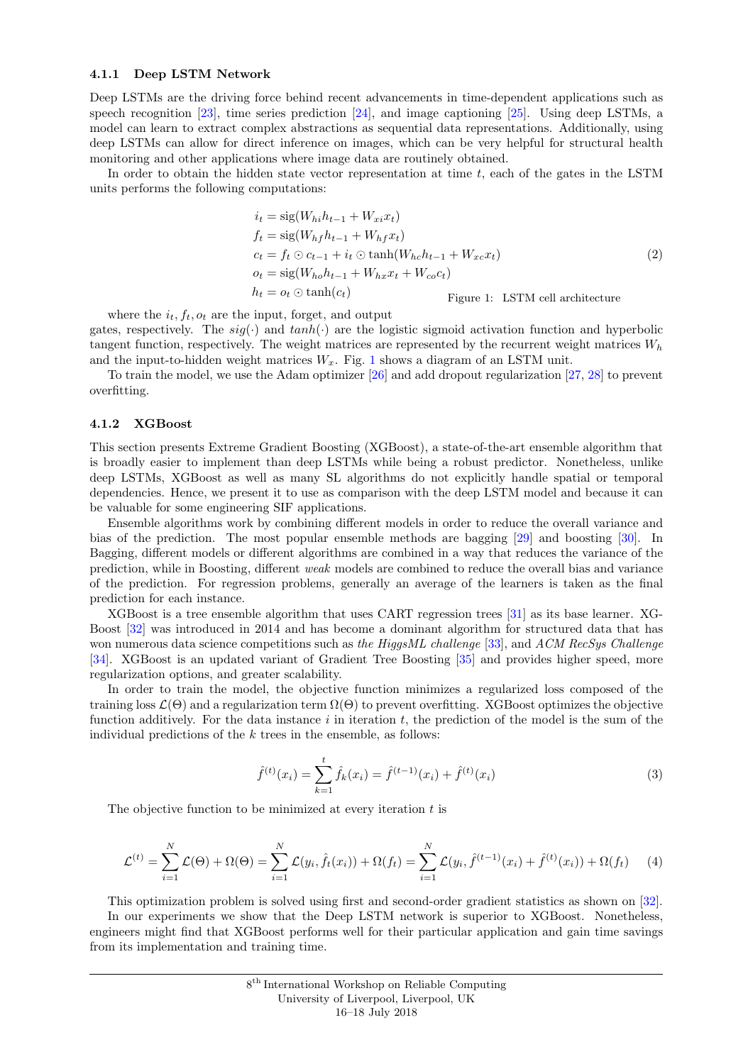#### 4.1.1 Deep LSTM Network

Deep LSTMs are the driving force behind recent advancements in time-dependent applications such as speech recognition [23], time series prediction [24], and image captioning [25]. Using deep LSTMs, a model can learn to extract complex abstractions as sequential data representations. Additionally, using deep LSTMs can allow for direct inference on images, which can be very helpful for structural health monitoring and other applications where image data are routinely obtained.

In order to obtain the hidden state vector representation at time $t$, each of the gates in the LSTM units performs the following computations:

$$
\begin{aligned}
i_t &= \text{sig}(W_{hi}h_{t-1} + W_{xi}x_t) \\
f_t &= \text{sig}(W_{hf}h_{t-1} + W_{hf}x_t) \\
c_t &= f_t \odot c_{t-1} + i_t \odot \tanh(W_{hc}h_{t-1} + W_{xc}x_t) \\
o_t &= \text{sig}(W_{ho}h_{t-1} + W_{hx}x_t + W_{co}c_t) \\
h_t &= o_t \odot \tanh(c_t)
\end{aligned}
\tag{2}
$$

Figure 1: LSTM cell architecture

where the $i_t, f_t, o_t$ are the input, forget, and output gates, respectively. The $sig(\cdot)$ and $tanh(\cdot)$ are the logistic sigmoid activation function and hyperbolic tangent function, respectively. The weight matrices are represented by the recurrent weight matrices $W_h$ and the input-to-hidden weight matrices $W_x$. Fig. 1 shows a diagram of an LSTM unit.

To train the model, we use the Adam optimizer [26] and add dropout regularization [27, 28] to prevent overfitting.

#### 4.1.2 XGBoost

This section presents Extreme Gradient Boosting (XGBoost), a state-of-the-art ensemble algorithm that is broadly easier to implement than deep LSTMs while being a robust predictor. Nonetheless, unlike deep LSTMs, XGBoost as well as many SL algorithms do not explicitly handle spatial or temporal dependencies. Hence, we present it to use as comparison with the deep LSTM model and because it can be valuable for some engineering SIF applications.

Ensemble algorithms work by combining different models in order to reduce the overall variance and bias of the prediction. The most popular ensemble methods are bagging [29] and boosting [30]. In Bagging, different models or different algorithms are combined in a way that reduces the variance of the prediction, while in Boosting, different *weak* models are combined to reduce the overall bias and variance of the prediction. For regression problems, generally an average of the learners is taken as the final prediction for each instance.

XGBoost is a tree ensemble algorithm that uses CART regression trees [31] as its base learner. XGBoost [32] was introduced in 2014 and has become a dominant algorithm for structured data that has won numerous data science competitions such as *the HiggsML challenge* [33], and *ACM RecSys Challenge* [34]. XGBoost is an updated variant of Gradient Tree Boosting [35] and provides higher speed, more regularization options, and greater scalability.

In order to train the model, the objective function minimizes a regularized loss composed of the training loss $\mathcal{L}(\Theta)$ and a regularization term $\Omega(\Theta)$ to prevent overfitting. XGBoost optimizes the objective function additively. For the data instance $i$ in iteration $t$, the prediction of the model is the sum of the individual predictions of the $k$ trees in the ensemble, as follows:

$$
\hat{f}^{(t)}(x_i) = \sum_{k=1}^{t} \hat{f}_k(x_i) = \hat{f}^{(t-1)}(x_i) + \hat{f}^{(t)}(x_i) \tag{3}
$$

The objective function to be minimized at every iteration $t$ is

$$
\mathcal{L}^{(t)} = \sum_{i=1}^{N} \mathcal{L}(\Theta) + \Omega(\Theta) = \sum_{i=1}^{N} \mathcal{L}(y_i, \hat{f}_t(x_i)) + \Omega(f_t) = \sum_{i=1}^{N} \mathcal{L}(y_i, \hat{f}^{(t-1)}(x_i) + \hat{f}^{(t)}(x_i)) + \Omega(f_t) \tag{4}
$$

This optimization problem is solved using first and second-order gradient statistics as shown on [32].

In our experiments we show that the Deep LSTM network is superior to XGBoost. Nonetheless, engineers might find that XGBoost performs well for their particular application and gain time savings from its implementation and training time.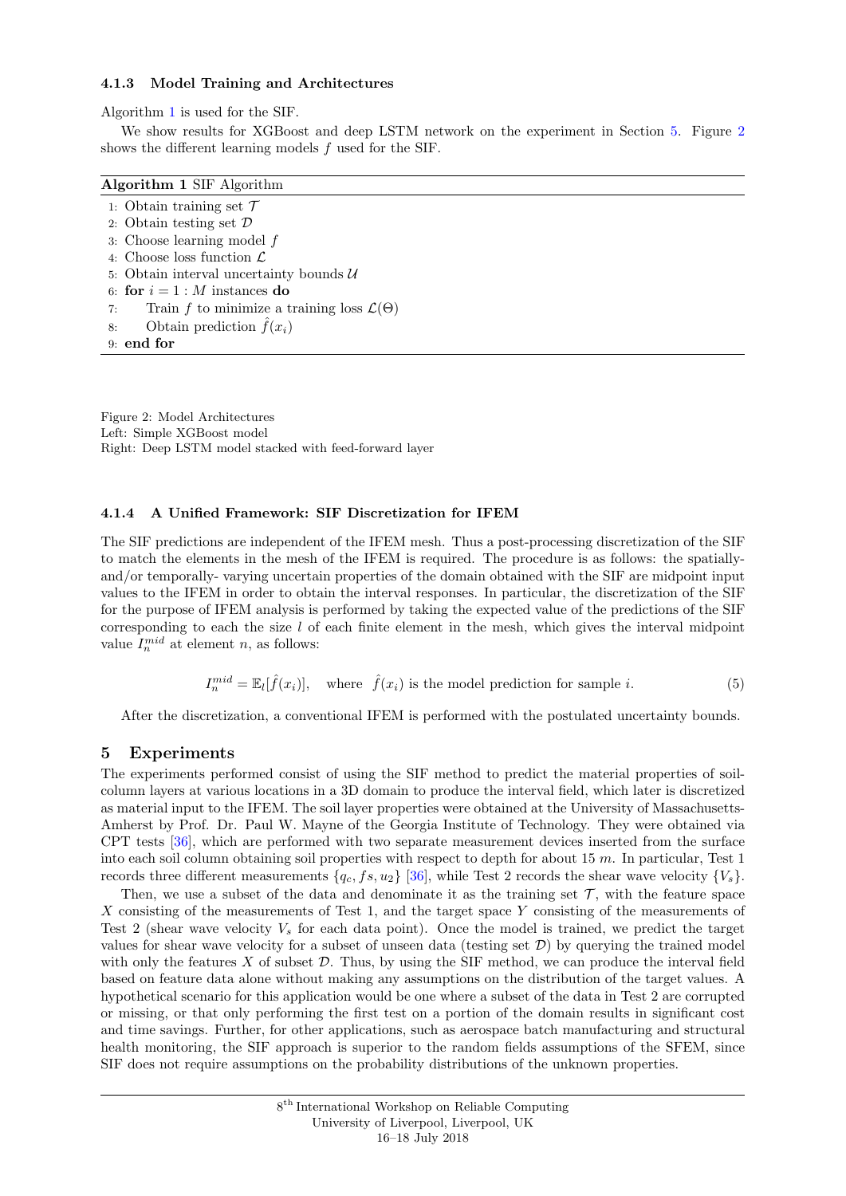#### 4.1.3 Model Training and Architectures

Algorithm 1 is used for the SIF.

We show results for XGBoost and deep LSTM network on the experiment in Section 5. Figure 2 shows the different learning models $f$ used for the SIF.

**Algorithm 1** SIF Algorithm

1: Obtain training set $\mathcal{T}$
2: Obtain testing set $\mathcal{D}$
3: Choose learning model $f$
4: Choose loss function $\mathcal{L}$
5: Obtain interval uncertainty bounds $\mathcal{U}$
6: **for** $i = 1 : M$ instances **do**
7: Train $f$ to minimize a training loss $\mathcal{L}(\Theta)$
8: Obtain prediction $\hat{f}(x_i)$
9: **end for**

Figure 2: Model Architectures
Left: Simple XGBoost model
Right: Deep LSTM model stacked with feed-forward layer

#### 4.1.4 A Unified Framework: SIF Discretization for IFEM

The SIF predictions are independent of the IFEM mesh. Thus a post-processing discretization of the SIF to match the elements in the mesh of the IFEM is required. The procedure is as follows: the spatially-and/or temporally- varying uncertain properties of the domain obtained with the SIF are midpoint input values to the IFEM in order to obtain the interval responses. In particular, the discretization of the SIF for the purpose of IFEM analysis is performed by taking the expected value of the predictions of the SIF corresponding to each the size $l$ of each finite element in the mesh, which gives the interval midpoint value $I_n^{mid}$ at element $n$, as follows:

$$I_n^{mid} = \mathbb{E}_l[\hat{f}(x_i)], \quad \text{where} \;\; \hat{f}(x_i) \text{ is the model prediction for sample } i. \tag{5}$$

After the discretization, a conventional IFEM is performed with the postulated uncertainty bounds.

## 5 Experiments

The experiments performed consist of using the SIF method to predict the material properties of soil-column layers at various locations in a 3D domain to produce the interval field, which later is discretized as material input to the IFEM. The soil layer properties were obtained at the University of Massachusetts-Amherst by Prof. Dr. Paul W. Mayne of the Georgia Institute of Technology. They were obtained via CPT tests [36], which are performed with two separate measurement devices inserted from the surface into each soil column obtaining soil properties with respect to depth for about 15 $m$. In particular, Test 1 records three different measurements $\{q_c, fs, u_2\}$ [36], while Test 2 records the shear wave velocity $\{V_s\}$.

Then, we use a subset of the data and denominate it as the training set $\mathcal{T}$, with the feature space $X$ consisting of the measurements of Test 1, and the target space $Y$ consisting of the measurements of Test 2 (shear wave velocity $V_s$ for each data point). Once the model is trained, we predict the target values for shear wave velocity for a subset of unseen data (testing set $\mathcal{D}$) by querying the trained model with only the features $X$ of subset $\mathcal{D}$. Thus, by using the SIF method, we can produce the interval field based on feature data alone without making any assumptions on the distribution of the target values. A hypothetical scenario for this application would be one where a subset of the data in Test 2 are corrupted or missing, or that only performing the first test on a portion of the domain results in significant cost and time savings. Further, for other applications, such as aerospace batch manufacturing and structural health monitoring, the SIF approach is superior to the random fields assumptions of the SFEM, since SIF does not require assumptions on the probability distributions of the unknown properties.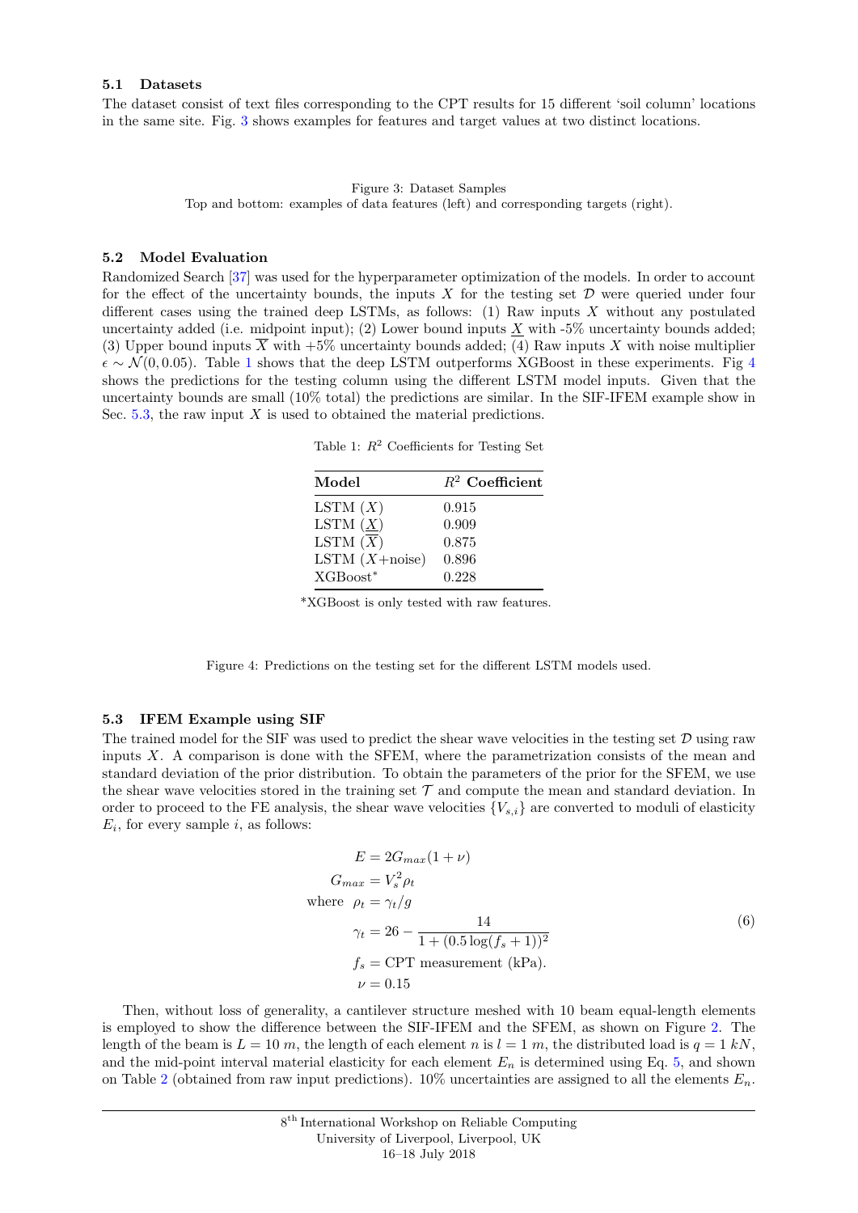### 5.1 Datasets

The dataset consist of text files corresponding to the CPT results for 15 different 'soil column' locations in the same site. Fig. 3 shows examples for features and target values at two distinct locations.

Figure 3: Dataset Samples
Top and bottom: examples of data features (left) and corresponding targets (right).

### 5.2 Model Evaluation

Randomized Search [37] was used for the hyperparameter optimization of the models. In order to account for the effect of the uncertainty bounds, the inputs $X$ for the testing set $\mathcal{D}$ were queried under four different cases using the trained deep LSTMs, as follows: (1) Raw inputs $X$ without any postulated uncertainty added (i.e. midpoint input); (2) Lower bound inputs $\underline{X}$ with -5% uncertainty bounds added; (3) Upper bound inputs $\overline{X}$ with +5% uncertainty bounds added; (4) Raw inputs $X$ with noise multiplier $\epsilon \sim \mathcal{N}(0, 0.05)$. Table 1 shows that the deep LSTM outperforms XGBoost in these experiments. Fig 4 shows the predictions for the testing column using the different LSTM model inputs. Given that the uncertainty bounds are small (10% total) the predictions are similar. In the SIF-IFEM example show in Sec. 5.3, the raw input $X$ is used to obtained the material predictions.

Table 1: $R^2$ Coefficients for Testing Set

| **Model** | **$R^2$ Coefficient** |
|---|---|
| LSTM ($X$) | 0.915 |
| LSTM ($\underline{X}$) | 0.909 |
| LSTM ($\overline{X}$) | 0.875 |
| LSTM ($X$+noise) | 0.896 |
| XGBoost* | 0.228 |

*XGBoost is only tested with raw features.

Figure 4: Predictions on the testing set for the different LSTM models used.

### 5.3 IFEM Example using SIF

The trained model for the SIF was used to predict the shear wave velocities in the testing set $\mathcal{D}$ using raw inputs $X$. A comparison is done with the SFEM, where the parametrization consists of the mean and standard deviation of the prior distribution. To obtain the parameters of the prior for the SFEM, we use the shear wave velocities stored in the training set $\mathcal{T}$ and compute the mean and standard deviation. In order to proceed to the FE analysis, the shear wave velocities $\{V_{s,i}\}$ are converted to moduli of elasticity $E_i$, for every sample $i$, as follows:

$$
\begin{aligned}
E &= 2G_{max}(1+\nu) \\
G_{max} &= V_s^2 \rho_t \\
\text{where} \quad \rho_t &= \gamma_t / g \\
\gamma_t &= 26 - \frac{14}{1 + (0.5 \log(f_s + 1))^2} \\
f_s &= \text{CPT measurement (kPa)}. \\
\nu &= 0.15
\end{aligned}
\tag{6}
$$

Then, without loss of generality, a cantilever structure meshed with 10 beam equal-length elements is employed to show the difference between the SIF-IFEM and the SFEM, as shown on Figure 2. The length of the beam is $L = 10\ m$, the length of each element $n$ is $l = 1\ m$, the distributed load is $q = 1\ kN$, and the mid-point interval material elasticity for each element $E_n$ is determined using Eq. 5, and shown on Table 2 (obtained from raw input predictions). 10% uncertainties are assigned to all the elements $E_n$.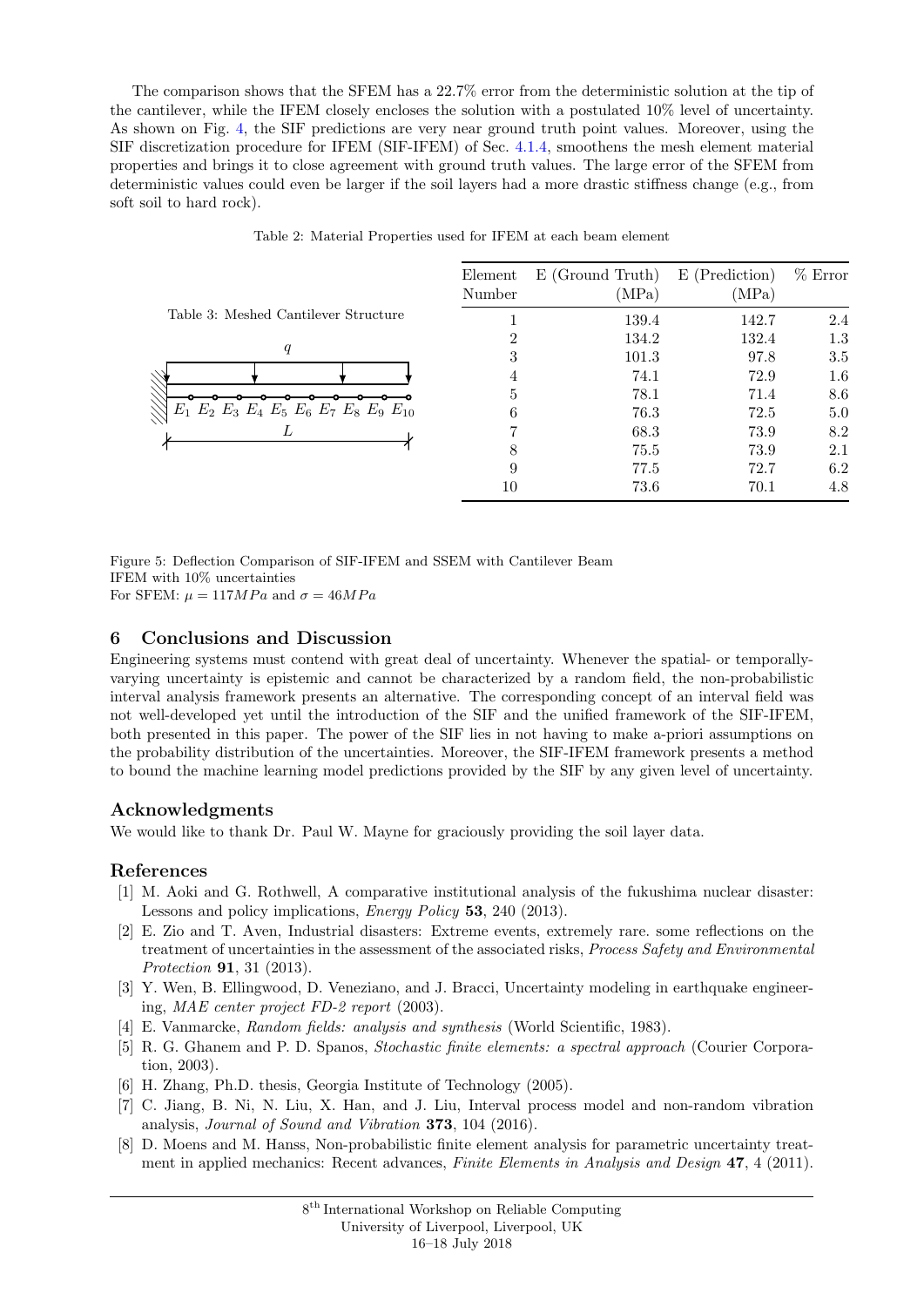The comparison shows that the SFEM has a 22.7% error from the deterministic solution at the tip of the cantilever, while the IFEM closely encloses the solution with a postulated 10% level of uncertainty. As shown on Fig. 4, the SIF predictions are very near ground truth point values. Moreover, using the SIF discretization procedure for IFEM (SIF-IFEM) of Sec. 4.1.4, smoothens the mesh element material properties and brings it to close agreement with ground truth values. The large error of the SFEM from deterministic values could even be larger if the soil layers had a more drastic stiffness change (e.g., from soft soil to hard rock).

Table 2: Material Properties used for IFEM at each beam element

| Element Number | E (Ground Truth) (MPa) | E (Prediction) (MPa) | % Error |
|---|---|---|---|
| 1 | 139.4 | 142.7 | 2.4 |
| 2 | 134.2 | 132.4 | 1.3 |
| 3 | 101.3 | 97.8 | 3.5 |
| 4 | 74.1 | 72.9 | 1.6 |
| 5 | 78.1 | 71.4 | 8.6 |
| 6 | 76.3 | 72.5 | 5.0 |
| 7 | 68.3 | 73.9 | 8.2 |
| 8 | 75.5 | 73.9 | 2.1 |
| 9 | 77.5 | 72.7 | 6.2 |
| 10 | 73.6 | 70.1 | 4.8 |

Table 3: Meshed Cantilever Structure

$q$

$E_1$ $E_2$ $E_3$ $E_4$ $E_5$ $E_6$ $E_7$ $E_8$ $E_9$ $E_{10}$

$L$

Figure 5: Deflection Comparison of SIF-IFEM and SSEM with Cantilever Beam
IFEM with 10% uncertainties
For SFEM: $\mu = 117MPa$ and $\sigma = 46MPa$

## 6 Conclusions and Discussion

Engineering systems must contend with great deal of uncertainty. Whenever the spatial- or temporally-varying uncertainty is epistemic and cannot be characterized by a random field, the non-probabilistic interval analysis framework presents an alternative. The corresponding concept of an interval field was not well-developed yet until the introduction of the SIF and the unified framework of the SIF-IFEM, both presented in this paper. The power of the SIF lies in not having to make a-priori assumptions on the probability distribution of the uncertainties. Moreover, the SIF-IFEM framework presents a method to bound the machine learning model predictions provided by the SIF by any given level of uncertainty.

## Acknowledgments

We would like to thank Dr. Paul W. Mayne for graciously providing the soil layer data.

## References

[1] M. Aoki and G. Rothwell, A comparative institutional analysis of the fukushima nuclear disaster: Lessons and policy implications, *Energy Policy* **53**, 240 (2013).

[2] E. Zio and T. Aven, Industrial disasters: Extreme events, extremely rare. some reflections on the treatment of uncertainties in the assessment of the associated risks, *Process Safety and Environmental Protection* **91**, 31 (2013).

[3] Y. Wen, B. Ellingwood, D. Veneziano, and J. Bracci, Uncertainty modeling in earthquake engineering, *MAE center project FD-2 report* (2003).

[4] E. Vanmarcke, *Random fields: analysis and synthesis* (World Scientific, 1983).

[5] R. G. Ghanem and P. D. Spanos, *Stochastic finite elements: a spectral approach* (Courier Corporation, 2003).

[6] H. Zhang, Ph.D. thesis, Georgia Institute of Technology (2005).

[7] C. Jiang, B. Ni, N. Liu, X. Han, and J. Liu, Interval process model and non-random vibration analysis, *Journal of Sound and Vibration* **373**, 104 (2016).

[8] D. Moens and M. Hanss, Non-probabilistic finite element analysis for parametric uncertainty treatment in applied mechanics: Recent advances, *Finite Elements in Analysis and Design* **47**, 4 (2011).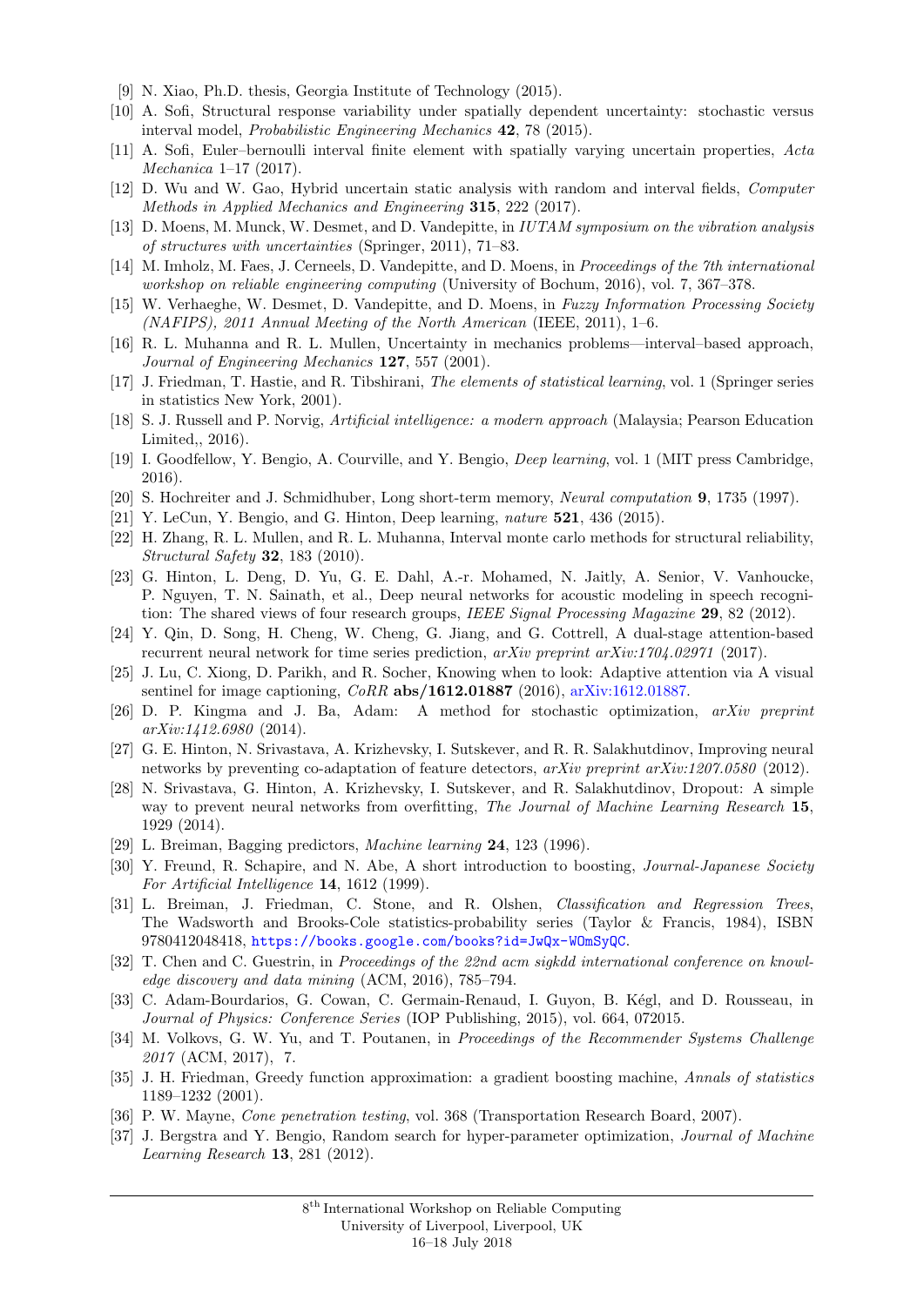[9] N. Xiao, Ph.D. thesis, Georgia Institute of Technology (2015).

[10] A. Sofi, Structural response variability under spatially dependent uncertainty: stochastic versus interval model, *Probabilistic Engineering Mechanics* **42**, 78 (2015).

[11] A. Sofi, Euler–bernoulli interval finite element with spatially varying uncertain properties, *Acta Mechanica* 1–17 (2017).

[12] D. Wu and W. Gao, Hybrid uncertain static analysis with random and interval fields, *Computer Methods in Applied Mechanics and Engineering* **315**, 222 (2017).

[13] D. Moens, M. Munck, W. Desmet, and D. Vandepitte, in *IUTAM symposium on the vibration analysis of structures with uncertainties* (Springer, 2011), 71–83.

[14] M. Imholz, M. Faes, J. Cerneels, D. Vandepitte, and D. Moens, in *Proceedings of the 7th international workshop on reliable engineering computing* (University of Bochum, 2016), vol. 7, 367–378.

[15] W. Verhaeghe, W. Desmet, D. Vandepitte, and D. Moens, in *Fuzzy Information Processing Society (NAFIPS), 2011 Annual Meeting of the North American* (IEEE, 2011), 1–6.

[16] R. L. Muhanna and R. L. Mullen, Uncertainty in mechanics problems—interval–based approach, *Journal of Engineering Mechanics* **127**, 557 (2001).

[17] J. Friedman, T. Hastie, and R. Tibshirani, *The elements of statistical learning*, vol. 1 (Springer series in statistics New York, 2001).

[18] S. J. Russell and P. Norvig, *Artificial intelligence: a modern approach* (Malaysia; Pearson Education Limited,, 2016).

[19] I. Goodfellow, Y. Bengio, A. Courville, and Y. Bengio, *Deep learning*, vol. 1 (MIT press Cambridge, 2016).

[20] S. Hochreiter and J. Schmidhuber, Long short-term memory, *Neural computation* **9**, 1735 (1997).

[21] Y. LeCun, Y. Bengio, and G. Hinton, Deep learning, *nature* **521**, 436 (2015).

[22] H. Zhang, R. L. Mullen, and R. L. Muhanna, Interval monte carlo methods for structural reliability, *Structural Safety* **32**, 183 (2010).

[23] G. Hinton, L. Deng, D. Yu, G. E. Dahl, A.-r. Mohamed, N. Jaitly, A. Senior, V. Vanhoucke, P. Nguyen, T. N. Sainath, et al., Deep neural networks for acoustic modeling in speech recognition: The shared views of four research groups, *IEEE Signal Processing Magazine* **29**, 82 (2012).

[24] Y. Qin, D. Song, H. Cheng, W. Cheng, G. Jiang, and G. Cottrell, A dual-stage attention-based recurrent neural network for time series prediction, *arXiv preprint arXiv:1704.02971* (2017).

[25] J. Lu, C. Xiong, D. Parikh, and R. Socher, Knowing when to look: Adaptive attention via A visual sentinel for image captioning, *CoRR* **abs/1612.01887** (2016), arXiv:1612.01887.

[26] D. P. Kingma and J. Ba, Adam: A method for stochastic optimization, *arXiv preprint arXiv:1412.6980* (2014).

[27] G. E. Hinton, N. Srivastava, A. Krizhevsky, I. Sutskever, and R. R. Salakhutdinov, Improving neural networks by preventing co-adaptation of feature detectors, *arXiv preprint arXiv:1207.0580* (2012).

[28] N. Srivastava, G. Hinton, A. Krizhevsky, I. Sutskever, and R. Salakhutdinov, Dropout: A simple way to prevent neural networks from overfitting, *The Journal of Machine Learning Research* **15**, 1929 (2014).

[29] L. Breiman, Bagging predictors, *Machine learning* **24**, 123 (1996).

[30] Y. Freund, R. Schapire, and N. Abe, A short introduction to boosting, *Journal-Japanese Society For Artificial Intelligence* **14**, 1612 (1999).

[31] L. Breiman, J. Friedman, C. Stone, and R. Olshen, *Classification and Regression Trees*, The Wadsworth and Brooks-Cole statistics-probability series (Taylor & Francis, 1984), ISBN 9780412048418, https://books.google.com/books?id=JwQx-WOmSyQC.

[32] T. Chen and C. Guestrin, in *Proceedings of the 22nd acm sigkdd international conference on knowledge discovery and data mining* (ACM, 2016), 785–794.

[33] C. Adam-Bourdarios, G. Cowan, C. Germain-Renaud, I. Guyon, B. Kégl, and D. Rousseau, in *Journal of Physics: Conference Series* (IOP Publishing, 2015), vol. 664, 072015.

[34] M. Volkovs, G. W. Yu, and T. Poutanen, in *Proceedings of the Recommender Systems Challenge 2017* (ACM, 2017), 7.

[35] J. H. Friedman, Greedy function approximation: a gradient boosting machine, *Annals of statistics* 1189–1232 (2001).

[36] P. W. Mayne, *Cone penetration testing*, vol. 368 (Transportation Research Board, 2007).

[37] J. Bergstra and Y. Bengio, Random search for hyper-parameter optimization, *Journal of Machine Learning Research* **13**, 281 (2012).